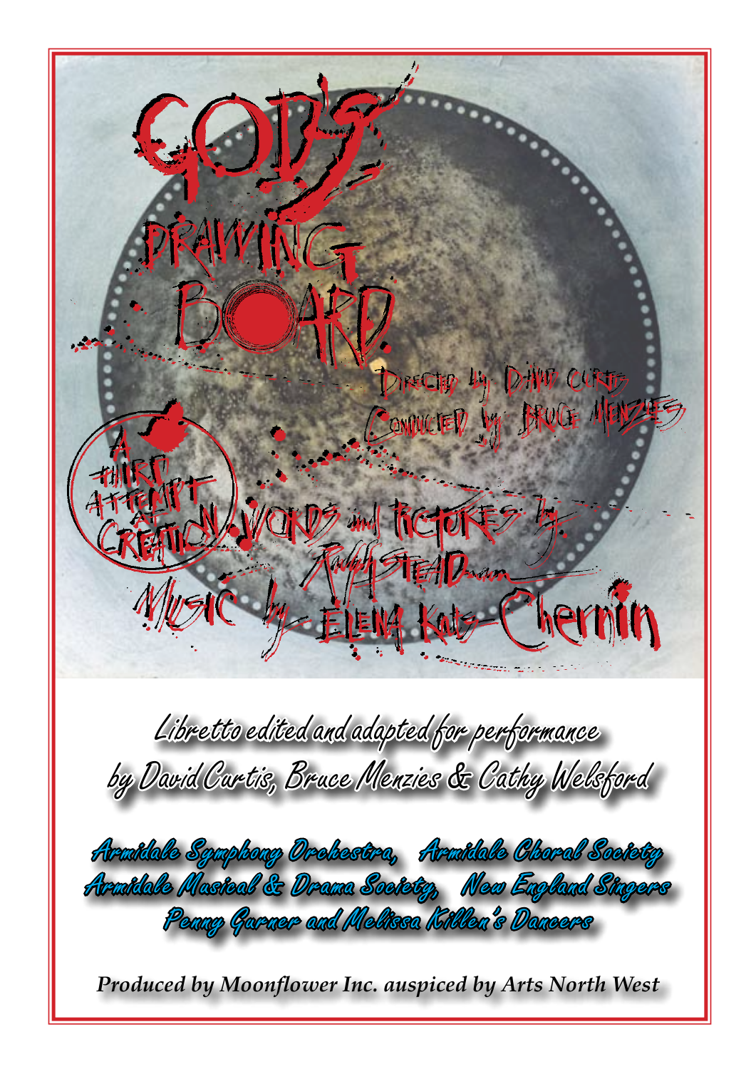# GOD'S DRAWING BOARD.

Directed by David Curtis

Conducted by Bruce Menzies

A Third Attempt at Creation

Words and Pictures by Ralph Steadman

Music by Elena Kats-Chernin

*Libretto edited and adapted for performance by David Curtis, Bruce Menzies & Cathy Welsford*

**Armidale Symphony Orchestra, Armidale Choral Society**
**Armidale Musical & Drama Society, New England Singers**
**Penny Garner and Melissa Killen's Dancers**

***Produced by Moonflower Inc. auspiced by Arts North West***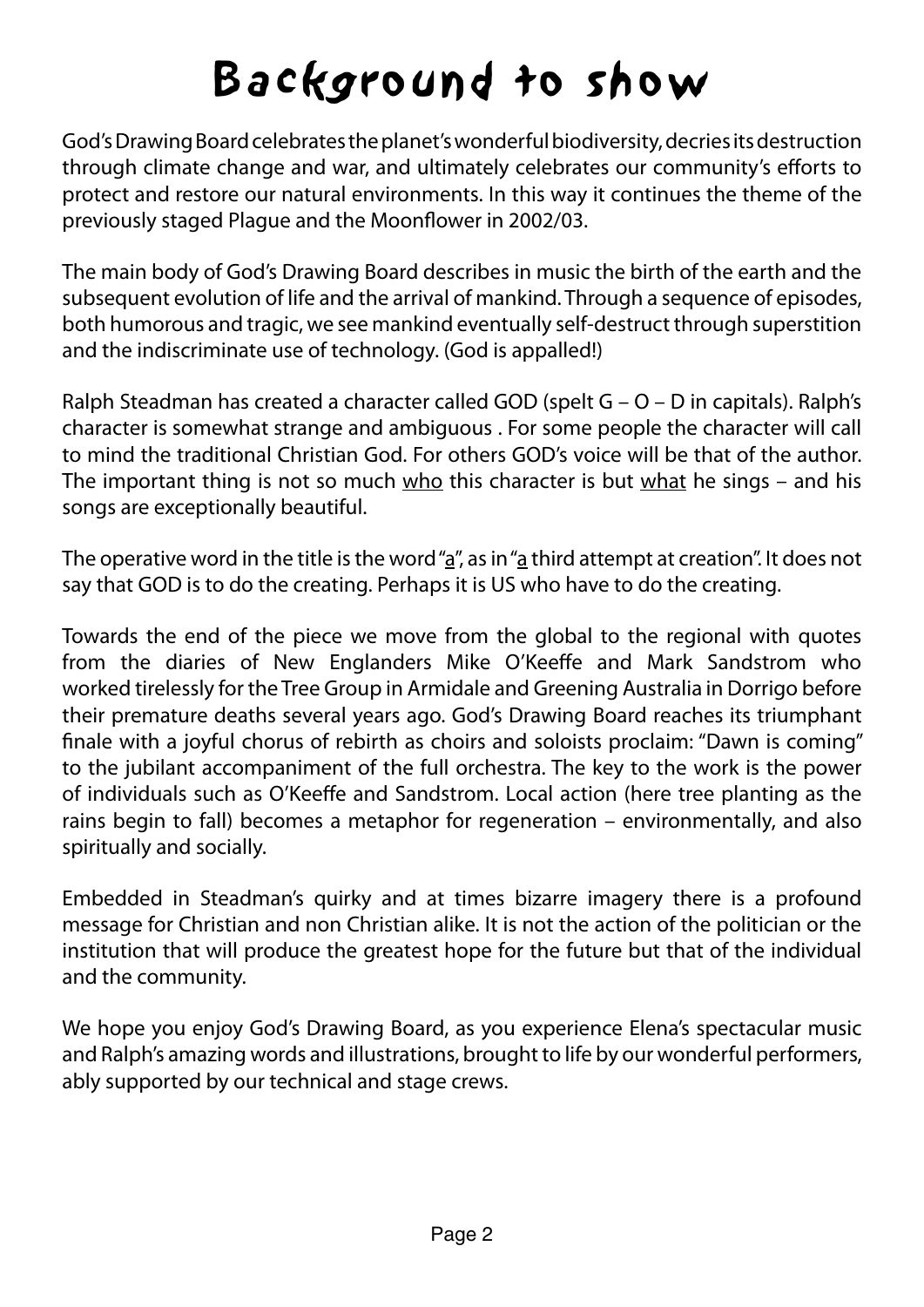# Background to show

God's Drawing Board celebrates the planet's wonderful biodiversity, decries its destruction through climate change and war, and ultimately celebrates our community's efforts to protect and restore our natural environments. In this way it continues the theme of the previously staged Plague and the Moonflower in 2002/03.

The main body of God's Drawing Board describes in music the birth of the earth and the subsequent evolution of life and the arrival of mankind. Through a sequence of episodes, both humorous and tragic, we see mankind eventually self-destruct through superstition and the indiscriminate use of technology. (God is appalled!)

Ralph Steadman has created a character called GOD (spelt G – O – D in capitals). Ralph's character is somewhat strange and ambiguous . For some people the character will call to mind the traditional Christian God. For others GOD's voice will be that of the author. The important thing is not so much <u>who</u> this character is but <u>what</u> he sings – and his songs are exceptionally beautiful.

The operative word in the title is the word "<u>a</u>", as in "<u>a</u> third attempt at creation". It does not say that GOD is to do the creating. Perhaps it is US who have to do the creating.

Towards the end of the piece we move from the global to the regional with quotes from the diaries of New Englanders Mike O'Keeffe and Mark Sandstrom who worked tirelessly for the Tree Group in Armidale and Greening Australia in Dorrigo before their premature deaths several years ago. God's Drawing Board reaches its triumphant finale with a joyful chorus of rebirth as choirs and soloists proclaim: "Dawn is coming" to the jubilant accompaniment of the full orchestra. The key to the work is the power of individuals such as O'Keeffe and Sandstrom. Local action (here tree planting as the rains begin to fall) becomes a metaphor for regeneration – environmentally, and also spiritually and socially.

Embedded in Steadman's quirky and at times bizarre imagery there is a profound message for Christian and non Christian alike. It is not the action of the politician or the institution that will produce the greatest hope for the future but that of the individual and the community.

We hope you enjoy God's Drawing Board, as you experience Elena's spectacular music and Ralph's amazing words and illustrations, brought to life by our wonderful performers, ably supported by our technical and stage crews.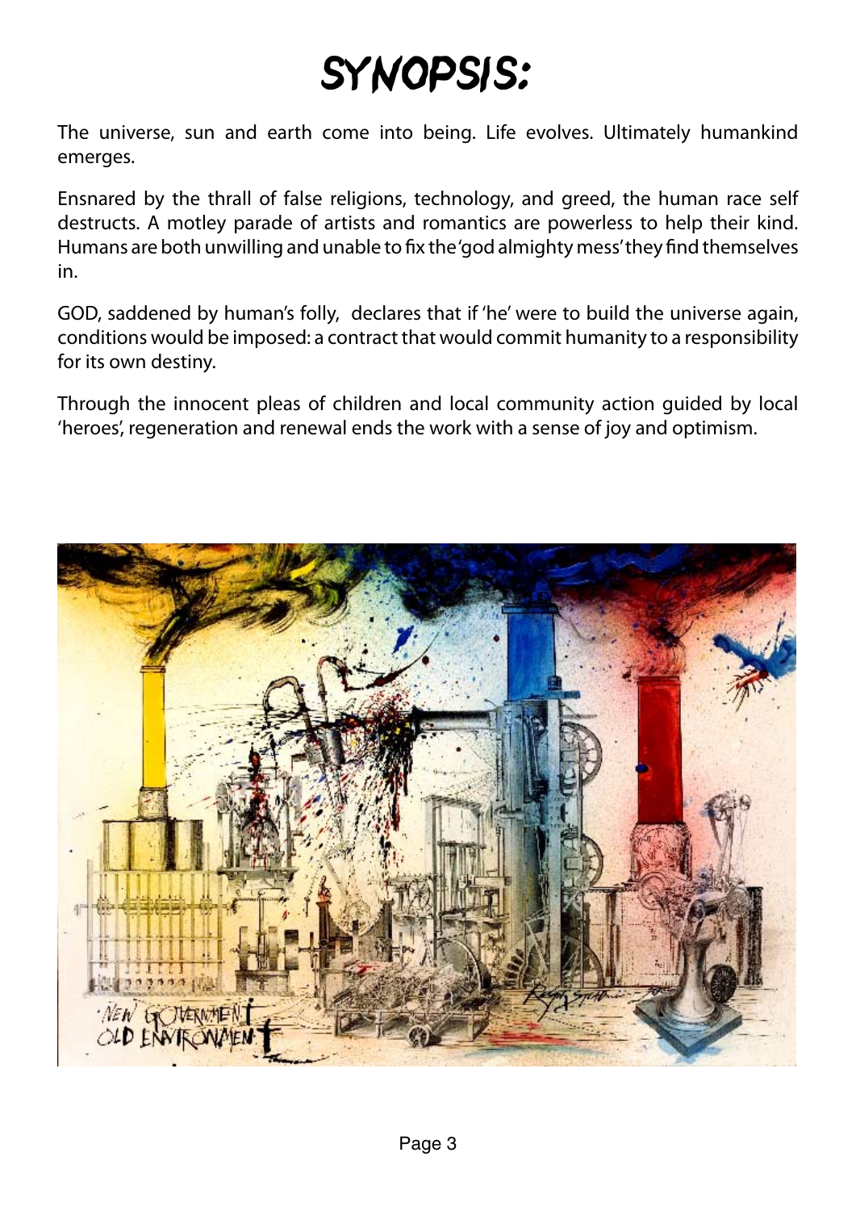# SYNOPSIS:

The universe, sun and earth come into being. Life evolves. Ultimately humankind emerges.

Ensnared by the thrall of false religions, technology, and greed, the human race self destructs. A motley parade of artists and romantics are powerless to help their kind. Humans are both unwilling and unable to fix the 'god almighty mess' they find themselves in.

GOD, saddened by human's folly, declares that if 'he' were to build the universe again, conditions would be imposed: a contract that would commit humanity to a responsibility for its own destiny.

Through the innocent pleas of children and local community action guided by local 'heroes', regeneration and renewal ends the work with a sense of joy and optimism.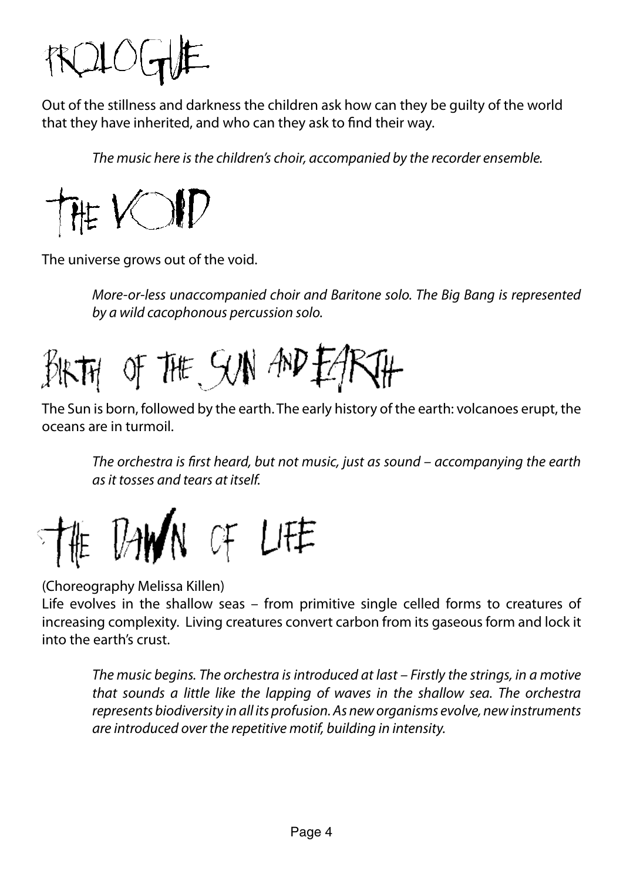# PROLOGUE

Out of the stillness and darkness the children ask how can they be guilty of the world that they have inherited, and who can they ask to find their way.

> *The music here is the children's choir, accompanied by the recorder ensemble.*

# THE VOID

The universe grows out of the void.

> *More-or-less unaccompanied choir and Baritone solo. The Big Bang is represented by a wild cacophonous percussion solo.*

# BIRTH OF THE SUN AND EARTH

The Sun is born, followed by the earth. The early history of the earth: volcanoes erupt, the oceans are in turmoil.

> *The orchestra is first heard, but not music, just as sound – accompanying the earth as it tosses and tears at itself.*

# THE DAWN OF LIFE

(Choreography Melissa Killen)

Life evolves in the shallow seas – from primitive single celled forms to creatures of increasing complexity. Living creatures convert carbon from its gaseous form and lock it into the earth's crust.

> *The music begins. The orchestra is introduced at last – Firstly the strings, in a motive that sounds a little like the lapping of waves in the shallow sea. The orchestra represents biodiversity in all its profusion. As new organisms evolve, new instruments are introduced over the repetitive motif, building in intensity.*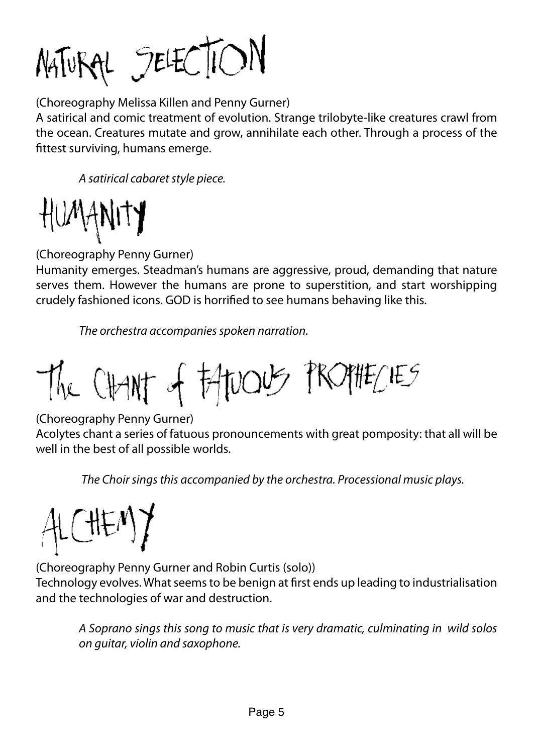# NATURAL SELECTION

(Choreography Melissa Killen and Penny Gurner)
A satirical and comic treatment of evolution. Strange trilobyte-like creatures crawl from the ocean. Creatures mutate and grow, annihilate each other. Through a process of the fittest surviving, humans emerge.

*A satirical cabaret style piece.*

# HUMANITY

(Choreography Penny Gurner)
Humanity emerges. Steadman's humans are aggressive, proud, demanding that nature serves them. However the humans are prone to superstition, and start worshipping crudely fashioned icons. GOD is horrified to see humans behaving like this.

*The orchestra accompanies spoken narration.*

# The CHANT of FATUOUS PROPHECIES

(Choreography Penny Gurner)
Acolytes chant a series of fatuous pronouncements with great pomposity: that all will be well in the best of all possible worlds.

*The Choir sings this accompanied by the orchestra. Processional music plays.*

# ALCHEMY

(Choreography Penny Gurner and Robin Curtis (solo))
Technology evolves. What seems to be benign at first ends up leading to industrialisation and the technologies of war and destruction.

*A Soprano sings this song to music that is very dramatic, culminating in wild solos on guitar, violin and saxophone.*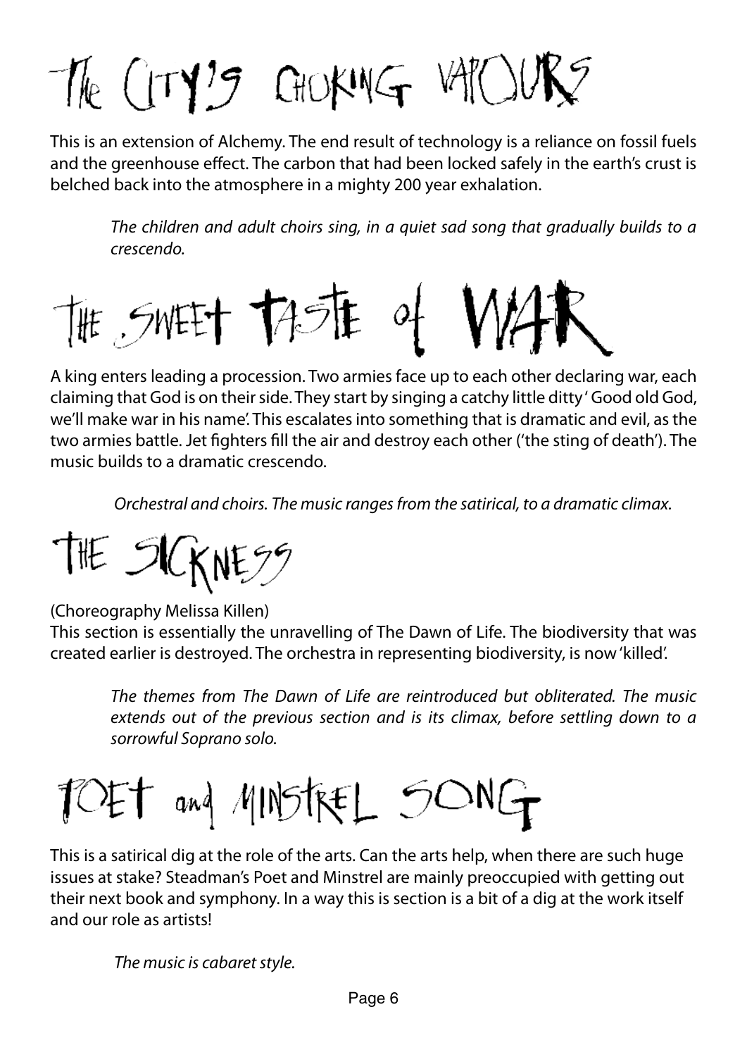# The City's Choking Vapours

This is an extension of Alchemy. The end result of technology is a reliance on fossil fuels and the greenhouse effect. The carbon that had been locked safely in the earth's crust is belched back into the atmosphere in a mighty 200 year exhalation.

> *The children and adult choirs sing, in a quiet sad song that gradually builds to a crescendo.*

# The Sweet Taste of War

A king enters leading a procession. Two armies face up to each other declaring war, each claiming that God is on their side. They start by singing a catchy little ditty ' Good old God, we'll make war in his name'. This escalates into something that is dramatic and evil, as the two armies battle. Jet fighters fill the air and destroy each other ('the sting of death'). The music builds to a dramatic crescendo.

> *Orchestral and choirs. The music ranges from the satirical, to a dramatic climax.*

# The Sickness

(Choreography Melissa Killen)
This section is essentially the unravelling of The Dawn of Life. The biodiversity that was created earlier is destroyed. The orchestra in representing biodiversity, is now 'killed'.

> *The themes from The Dawn of Life are reintroduced but obliterated. The music extends out of the previous section and is its climax, before settling down to a sorrowful Soprano solo.*

# Poet and Minstrel Song

This is a satirical dig at the role of the arts. Can the arts help, when there are such huge issues at stake? Steadman's Poet and Minstrel are mainly preoccupied with getting out their next book and symphony. In a way this is section is a bit of a dig at the work itself and our role as artists!

> *The music is cabaret style.*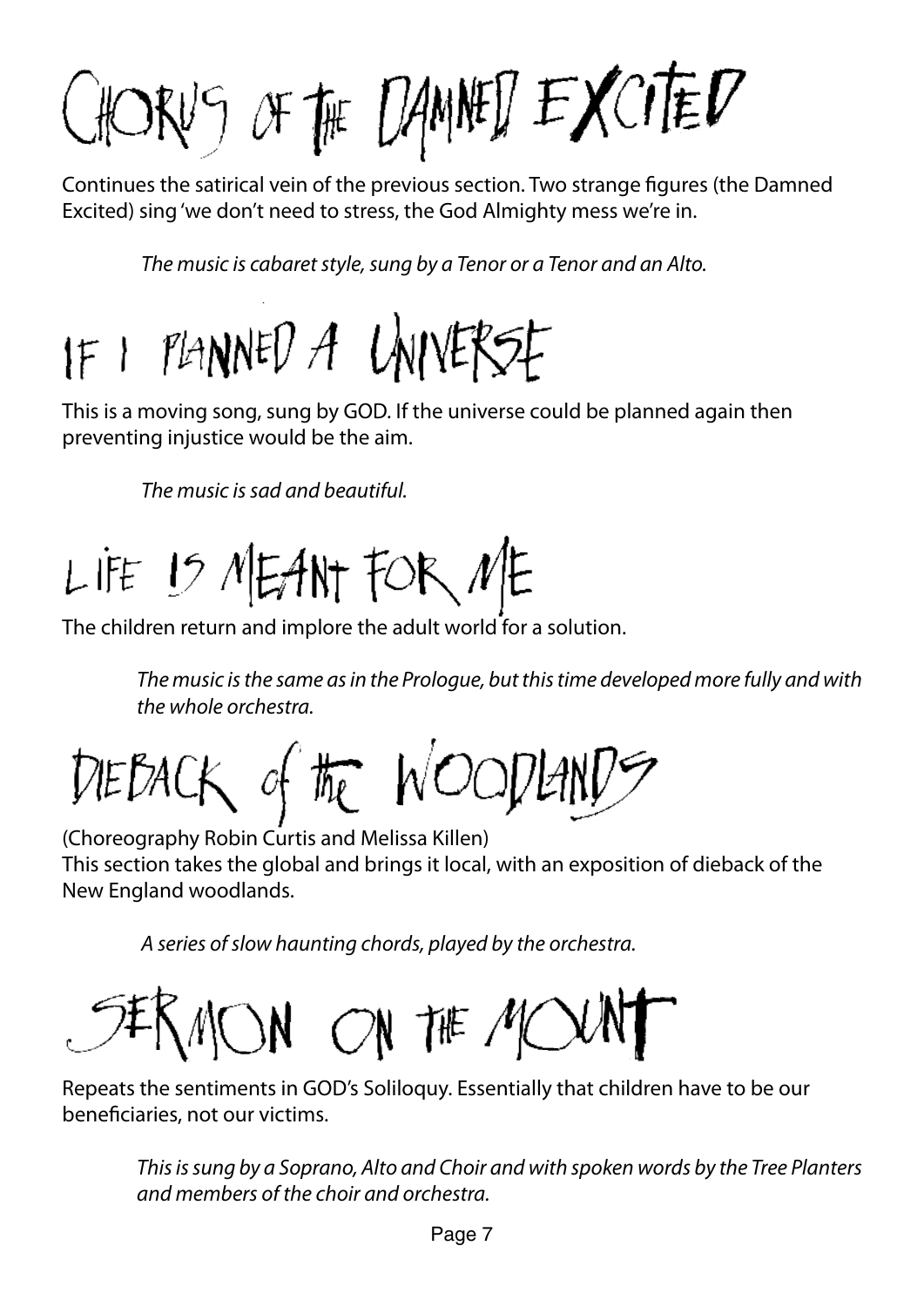# CHORUS OF THE DAMNED EXCITED

Continues the satirical vein of the previous section. Two strange figures (the Damned Excited) sing 'we don't need to stress, the God Almighty mess we're in.

*The music is cabaret style, sung by a Tenor or a Tenor and an Alto.*

# IF I PLANNED A UNIVERSE

This is a moving song, sung by GOD. If the universe could be planned again then preventing injustice would be the aim.

*The music is sad and beautiful.*

# LIFE IS MEANT FOR ME

The children return and implore the adult world for a solution.

*The music is the same as in the Prologue, but this time developed more fully and with the whole orchestra.*

# DIEBACK of the WOODLANDS

(Choreography Robin Curtis and Melissa Killen)
This section takes the global and brings it local, with an exposition of dieback of the New England woodlands.

*A series of slow haunting chords, played by the orchestra.*

# SERMON ON THE MOUNT

Repeats the sentiments in GOD's Soliloquy. Essentially that children have to be our beneficiaries, not our victims.

*This is sung by a Soprano, Alto and Choir and with spoken words by the Tree Planters and members of the choir and orchestra.*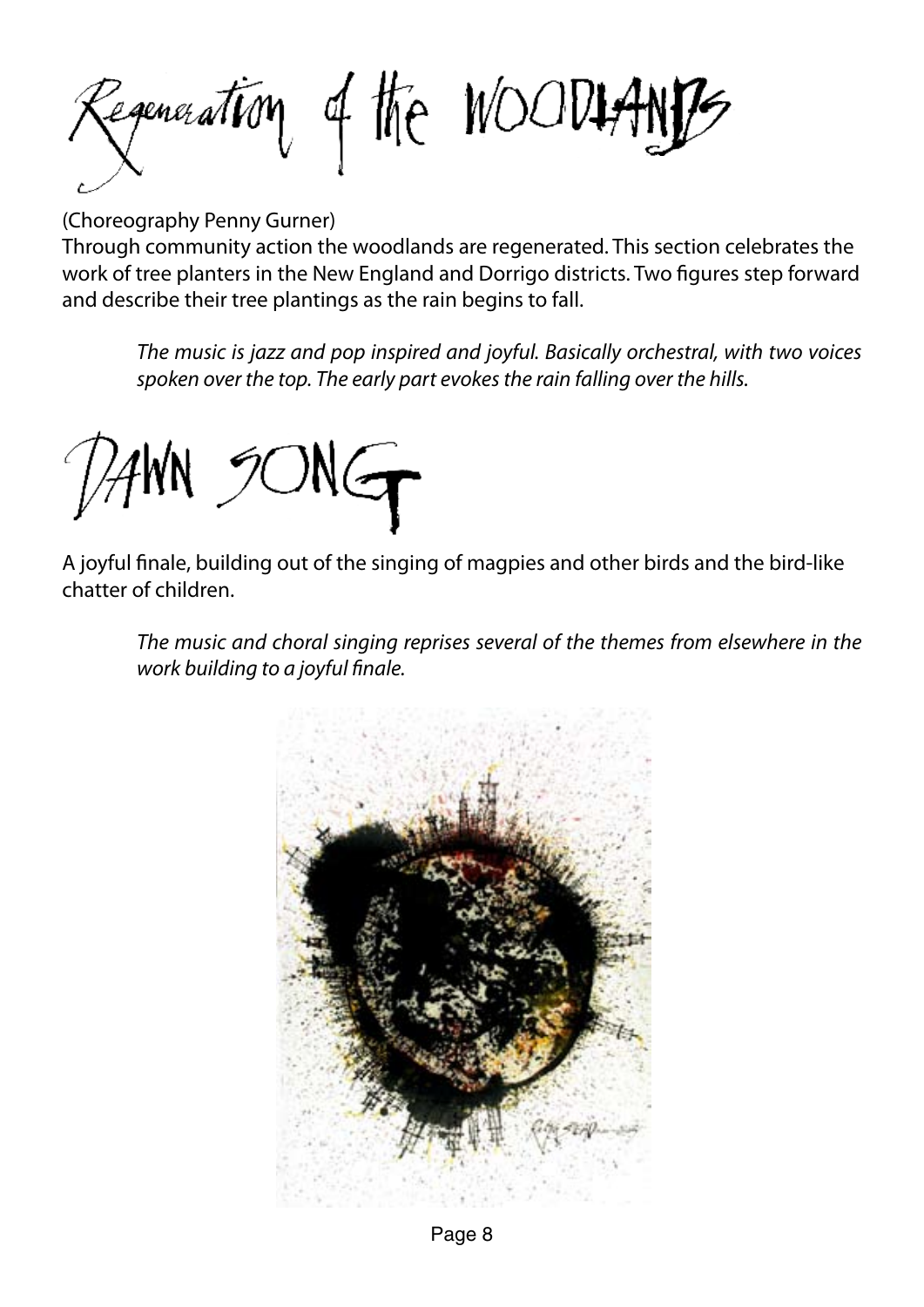# Regeneration of the WOODLANDS

(Choreography Penny Gurner)

Through community action the woodlands are regenerated. This section celebrates the work of tree planters in the New England and Dorrigo districts. Two figures step forward and describe their tree plantings as the rain begins to fall.

> *The music is jazz and pop inspired and joyful. Basically orchestral, with two voices spoken over the top. The early part evokes the rain falling over the hills.*

# DAWN SONG

A joyful finale, building out of the singing of magpies and other birds and the bird-like chatter of children.

> *The music and choral singing reprises several of the themes from elsewhere in the work building to a joyful finale.*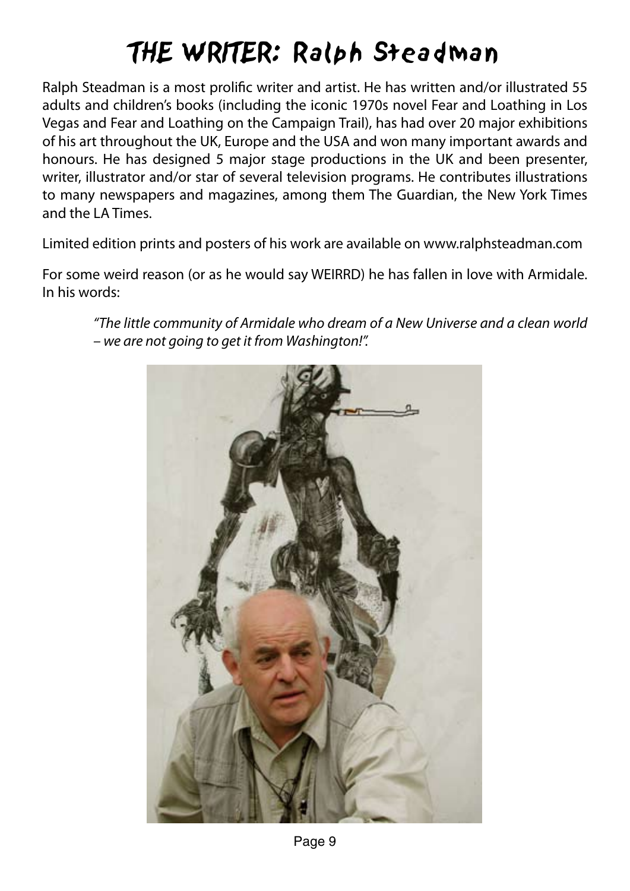# THE WRITER: Ralph Steadman

Ralph Steadman is a most prolific writer and artist. He has written and/or illustrated 55 adults and children's books (including the iconic 1970s novel Fear and Loathing in Los Vegas and Fear and Loathing on the Campaign Trail), has had over 20 major exhibitions of his art throughout the UK, Europe and the USA and won many important awards and honours. He has designed 5 major stage productions in the UK and been presenter, writer, illustrator and/or star of several television programs. He contributes illustrations to many newspapers and magazines, among them The Guardian, the New York Times and the LA Times.

Limited edition prints and posters of his work are available on www.ralphsteadman.com

For some weird reason (or as he would say WEIRRD) he has fallen in love with Armidale. In his words:

> *"The little community of Armidale who dream of a New Universe and a clean world – we are not going to get it from Washington!".*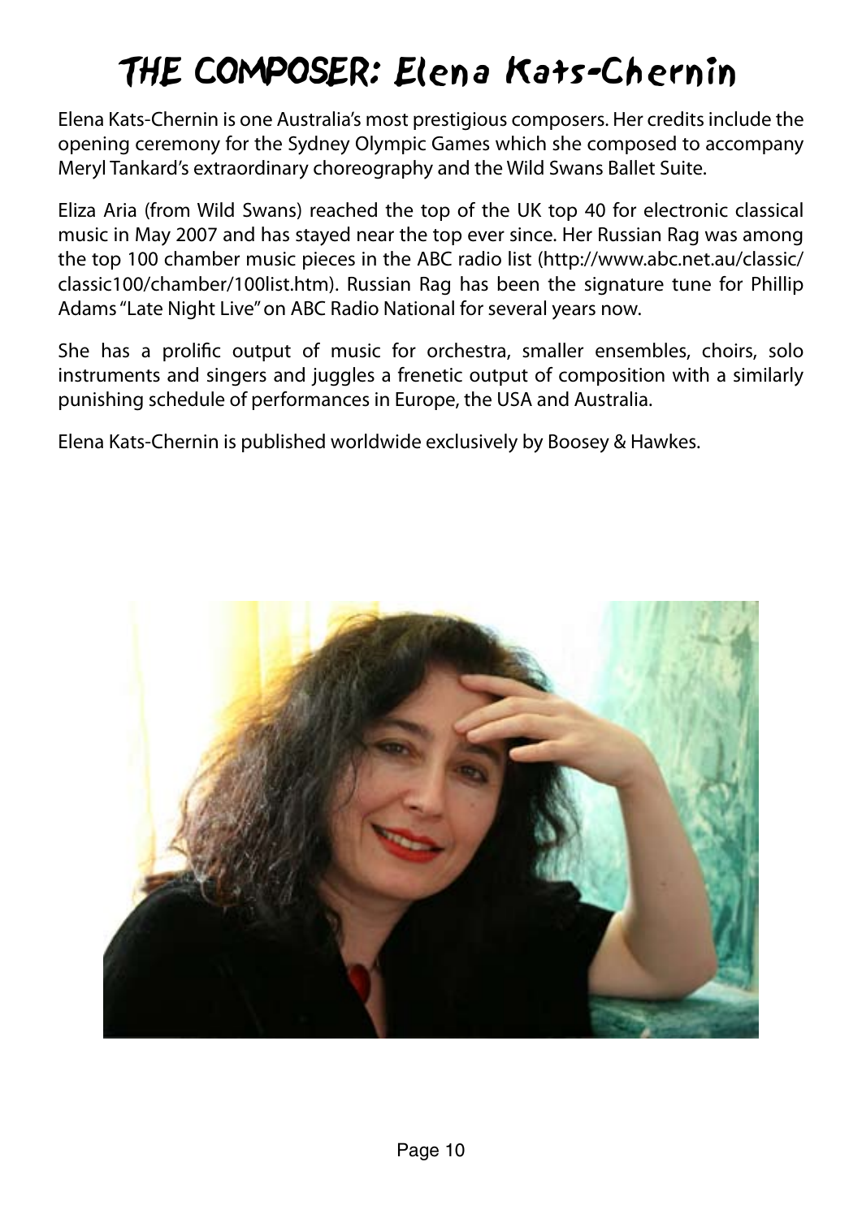# THE COMPOSER: Elena Kats-Chernin

Elena Kats-Chernin is one Australia's most prestigious composers. Her credits include the opening ceremony for the Sydney Olympic Games which she composed to accompany Meryl Tankard's extraordinary choreography and the Wild Swans Ballet Suite.

Eliza Aria (from Wild Swans) reached the top of the UK top 40 for electronic classical music in May 2007 and has stayed near the top ever since. Her Russian Rag was among the top 100 chamber music pieces in the ABC radio list (http://www.abc.net.au/classic/classic100/chamber/100list.htm). Russian Rag has been the signature tune for Phillip Adams "Late Night Live" on ABC Radio National for several years now.

She has a prolific output of music for orchestra, smaller ensembles, choirs, solo instruments and singers and juggles a frenetic output of composition with a similarly punishing schedule of performances in Europe, the USA and Australia.

Elena Kats-Chernin is published worldwide exclusively by Boosey & Hawkes.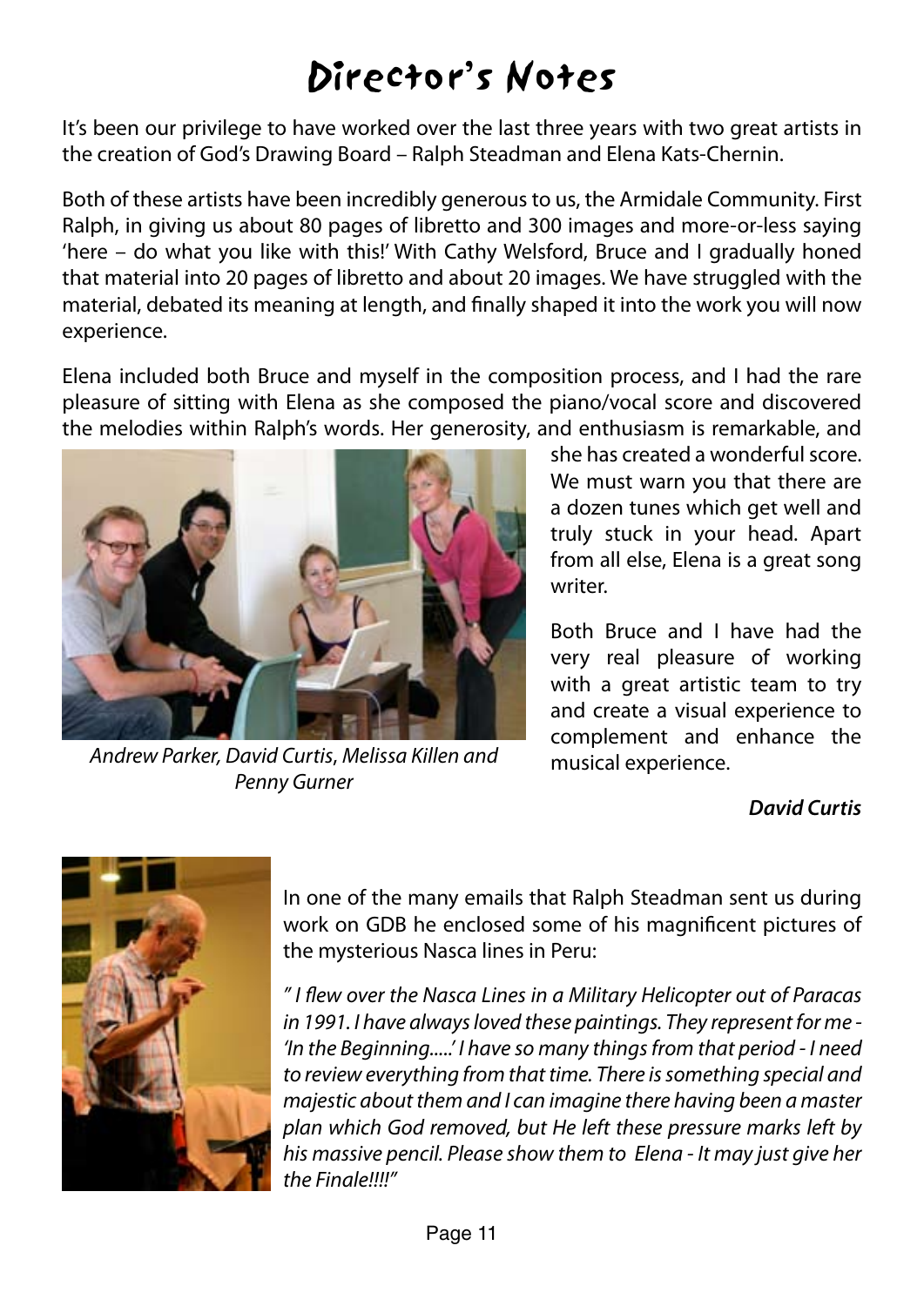# Director's Notes

It's been our privilege to have worked over the last three years with two great artists in the creation of God's Drawing Board – Ralph Steadman and Elena Kats-Chernin.

Both of these artists have been incredibly generous to us, the Armidale Community. First Ralph, in giving us about 80 pages of libretto and 300 images and more-or-less saying 'here – do what you like with this!' With Cathy Welsford, Bruce and I gradually honed that material into 20 pages of libretto and about 20 images. We have struggled with the material, debated its meaning at length, and finally shaped it into the work you will now experience.

Elena included both Bruce and myself in the composition process, and I had the rare pleasure of sitting with Elena as she composed the piano/vocal score and discovered the melodies within Ralph's words. Her generosity, and enthusiasm is remarkable, and she has created a wonderful score. We must warn you that there are a dozen tunes which get well and truly stuck in your head. Apart from all else, Elena is a great song writer.

*Andrew Parker, David Curtis, Melissa Killen and Penny Gurner*

Both Bruce and I have had the very real pleasure of working with a great artistic team to try and create a visual experience to complement and enhance the musical experience.

***David Curtis***

In one of the many emails that Ralph Steadman sent us during work on GDB he enclosed some of his magnificent pictures of the mysterious Nasca lines in Peru:

*" I flew over the Nasca Lines in a Military Helicopter out of Paracas in 1991. I have always loved these paintings. They represent for me - 'In the Beginning.....' I have so many things from that period - I need to review everything from that time. There is something special and majestic about them and I can imagine there having been a master plan which God removed, but He left these pressure marks left by his massive pencil. Please show them to Elena - It may just give her the Finale!!!!"*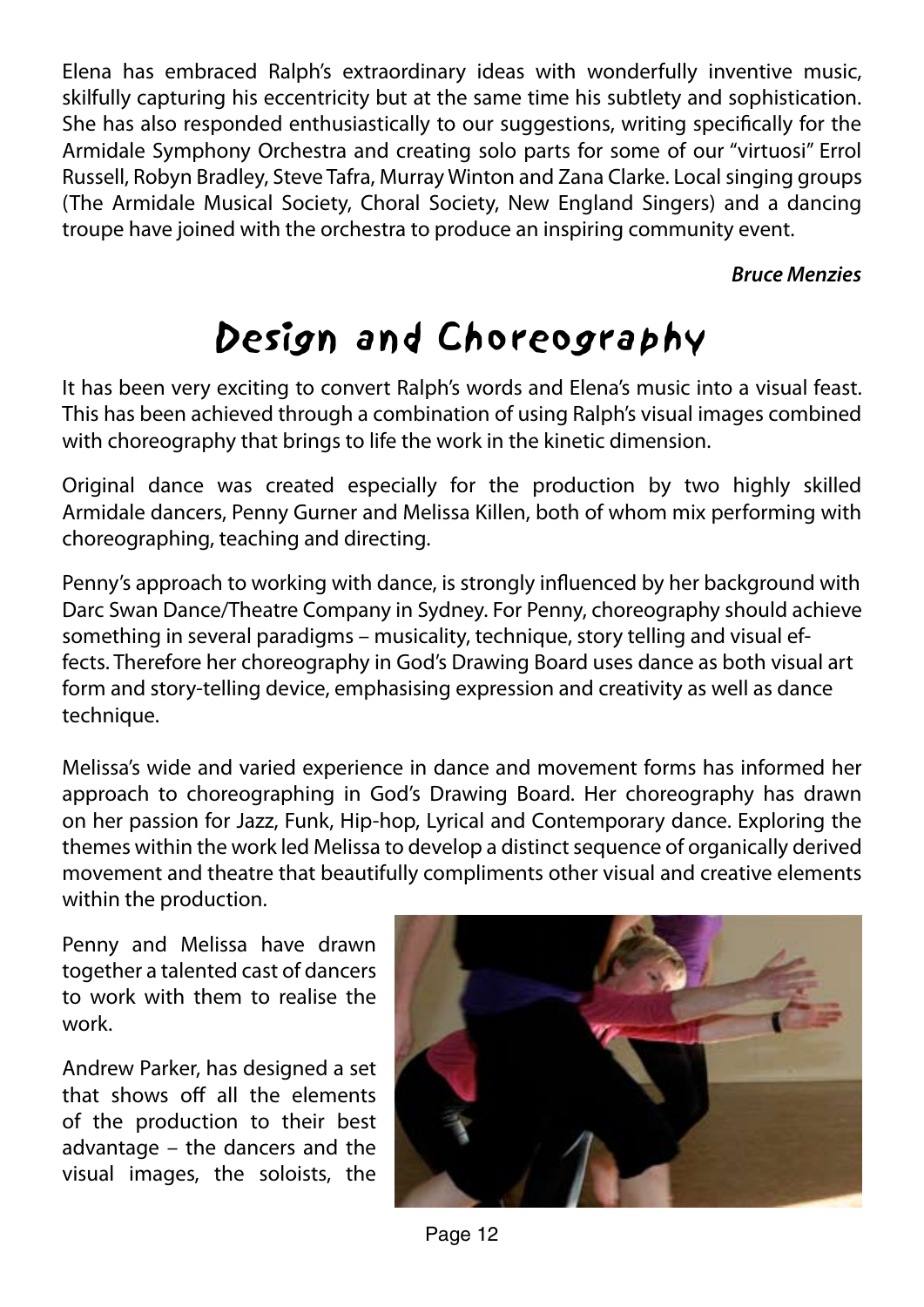Elena has embraced Ralph's extraordinary ideas with wonderfully inventive music, skilfully capturing his eccentricity but at the same time his subtlety and sophistication. She has also responded enthusiastically to our suggestions, writing specifically for the Armidale Symphony Orchestra and creating solo parts for some of our "virtuosi" Errol Russell, Robyn Bradley, Steve Tafra, Murray Winton and Zana Clarke. Local singing groups (The Armidale Musical Society, Choral Society, New England Singers) and a dancing troupe have joined with the orchestra to produce an inspiring community event.

***Bruce Menzies***

# Design and Choreography

It has been very exciting to convert Ralph's words and Elena's music into a visual feast. This has been achieved through a combination of using Ralph's visual images combined with choreography that brings to life the work in the kinetic dimension.

Original dance was created especially for the production by two highly skilled Armidale dancers, Penny Gurner and Melissa Killen, both of whom mix performing with choreographing, teaching and directing.

Penny's approach to working with dance, is strongly influenced by her background with Darc Swan Dance/Theatre Company in Sydney. For Penny, choreography should achieve something in several paradigms – musicality, technique, story telling and visual effects. Therefore her choreography in God's Drawing Board uses dance as both visual art form and story-telling device, emphasising expression and creativity as well as dance technique.

Melissa's wide and varied experience in dance and movement forms has informed her approach to choreographing in God's Drawing Board. Her choreography has drawn on her passion for Jazz, Funk, Hip-hop, Lyrical and Contemporary dance. Exploring the themes within the work led Melissa to develop a distinct sequence of organically derived movement and theatre that beautifully compliments other visual and creative elements within the production.

Penny and Melissa have drawn together a talented cast of dancers to work with them to realise the work.

Andrew Parker, has designed a set that shows off all the elements of the production to their best advantage – the dancers and the visual images, the soloists, the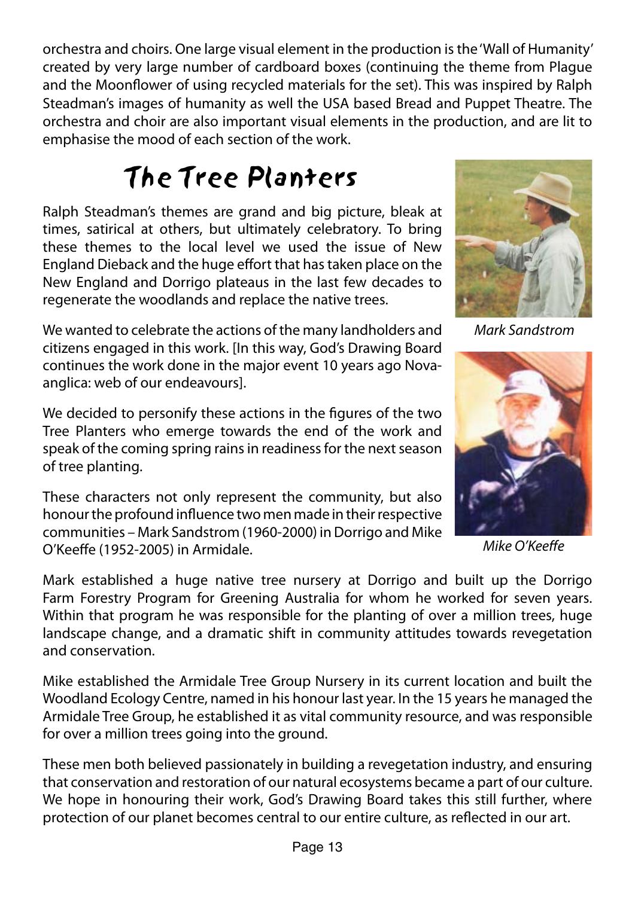orchestra and choirs. One large visual element in the production is the 'Wall of Humanity' created by very large number of cardboard boxes (continuing the theme from Plague and the Moonflower of using recycled materials for the set). This was inspired by Ralph Steadman's images of humanity as well the USA based Bread and Puppet Theatre. The orchestra and choir are also important visual elements in the production, and are lit to emphasise the mood of each section of the work.

# The Tree Planters

Ralph Steadman's themes are grand and big picture, bleak at times, satirical at others, but ultimately celebratory. To bring these themes to the local level we used the issue of New England Dieback and the huge effort that has taken place on the New England and Dorrigo plateaus in the last few decades to regenerate the woodlands and replace the native trees.

*Mark Sandstrom*

We wanted to celebrate the actions of the many landholders and citizens engaged in this work. [In this way, God's Drawing Board continues the work done in the major event 10 years ago Nova-anglica: web of our endeavours].

We decided to personify these actions in the figures of the two Tree Planters who emerge towards the end of the work and speak of the coming spring rains in readiness for the next season of tree planting.

These characters not only represent the community, but also honour the profound influence two men made in their respective communities – Mark Sandstrom (1960-2000) in Dorrigo and Mike O'Keeffe (1952-2005) in Armidale.

*Mike O'Keeffe*

Mark established a huge native tree nursery at Dorrigo and built up the Dorrigo Farm Forestry Program for Greening Australia for whom he worked for seven years. Within that program he was responsible for the planting of over a million trees, huge landscape change, and a dramatic shift in community attitudes towards revegetation and conservation.

Mike established the Armidale Tree Group Nursery in its current location and built the Woodland Ecology Centre, named in his honour last year. In the 15 years he managed the Armidale Tree Group, he established it as vital community resource, and was responsible for over a million trees going into the ground.

These men both believed passionately in building a revegetation industry, and ensuring that conservation and restoration of our natural ecosystems became a part of our culture. We hope in honouring their work, God's Drawing Board takes this still further, where protection of our planet becomes central to our entire culture, as reflected in our art.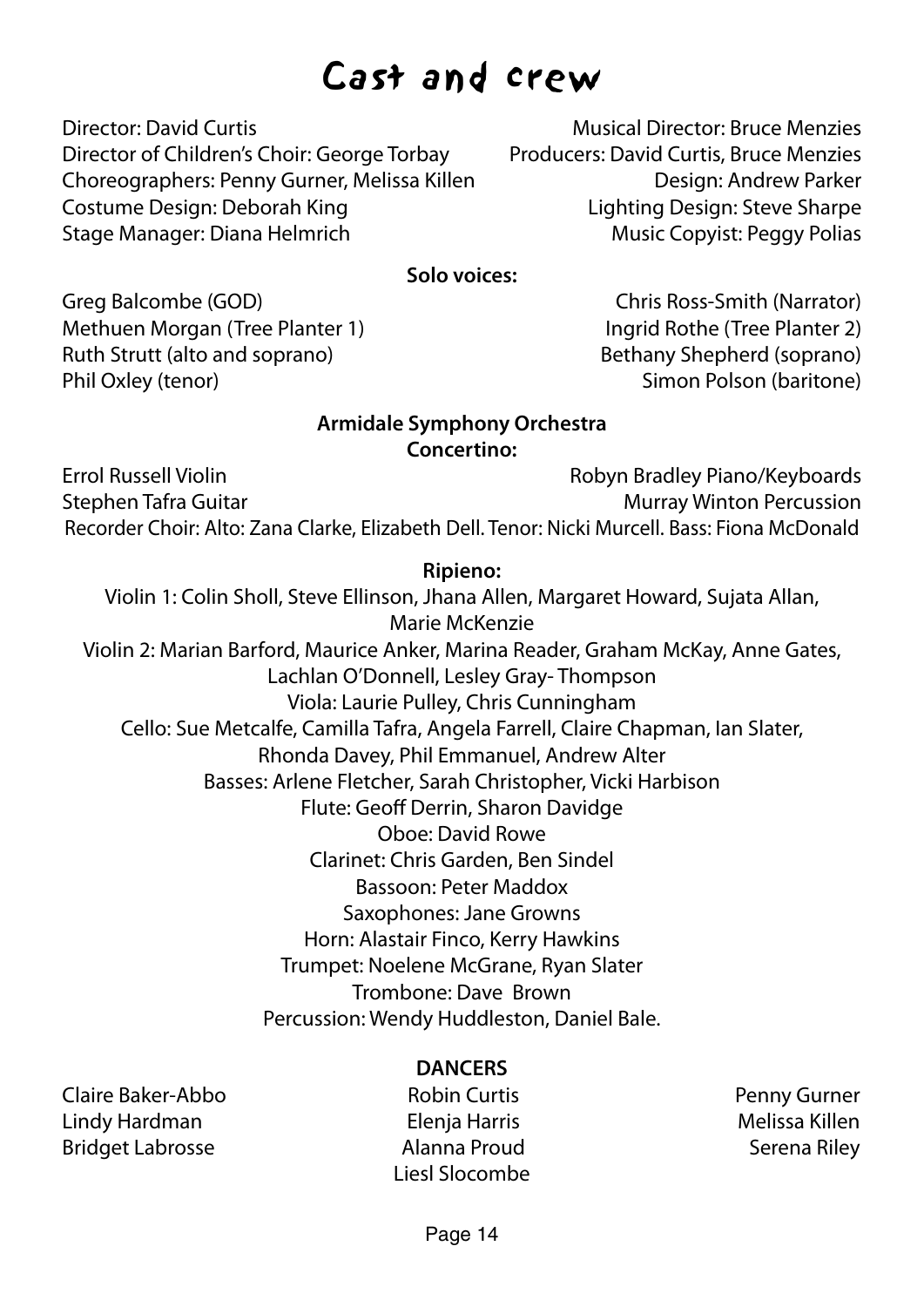# Cast and crew

Director: David Curtis

Director of Children's Choir: George Torbay

Choreographers: Penny Gurner, Melissa Killen

Costume Design: Deborah King

Stage Manager: Diana Helmrich

Musical Director: Bruce Menzies

Producers: David Curtis, Bruce Menzies

Design: Andrew Parker

Lighting Design: Steve Sharpe

Music Copyist: Peggy Polias

**Solo voices:**

Greg Balcombe (GOD)

Methuen Morgan (Tree Planter 1)

Ruth Strutt (alto and soprano)

Phil Oxley (tenor)

Chris Ross-Smith (Narrator)

Ingrid Rothe (Tree Planter 2)

Bethany Shepherd (soprano)

Simon Polson (baritone)

**Armidale Symphony Orchestra**

**Concertino:**

Errol Russell Violin

Stephen Tafra Guitar

Robyn Bradley Piano/Keyboards

Murray Winton Percussion

Recorder Choir: Alto: Zana Clarke, Elizabeth Dell. Tenor: Nicki Murcell. Bass: Fiona McDonald

**Ripieno:**

Violin 1: Colin Sholl, Steve Ellinson, Jhana Allen, Margaret Howard, Sujata Allan, Marie McKenzie

Violin 2: Marian Barford, Maurice Anker, Marina Reader, Graham McKay, Anne Gates, Lachlan O'Donnell, Lesley Gray- Thompson

Viola: Laurie Pulley, Chris Cunningham

Cello: Sue Metcalfe, Camilla Tafra, Angela Farrell, Claire Chapman, Ian Slater, Rhonda Davey, Phil Emmanuel, Andrew Alter

Basses: Arlene Fletcher, Sarah Christopher, Vicki Harbison

Flute: Geoff Derrin, Sharon Davidge

Oboe: David Rowe

Clarinet: Chris Garden, Ben Sindel

Bassoon: Peter Maddox

Saxophones: Jane Growns

Horn: Alastair Finco, Kerry Hawkins

Trumpet: Noelene McGrane, Ryan Slater

Trombone: Dave Brown

Percussion: Wendy Huddleston, Daniel Bale.

**DANCERS**

Claire Baker-Abbo

Lindy Hardman

Bridget Labrosse

Robin Curtis

Elenja Harris

Alanna Proud

Liesl Slocombe

Penny Gurner

Melissa Killen

Serena Riley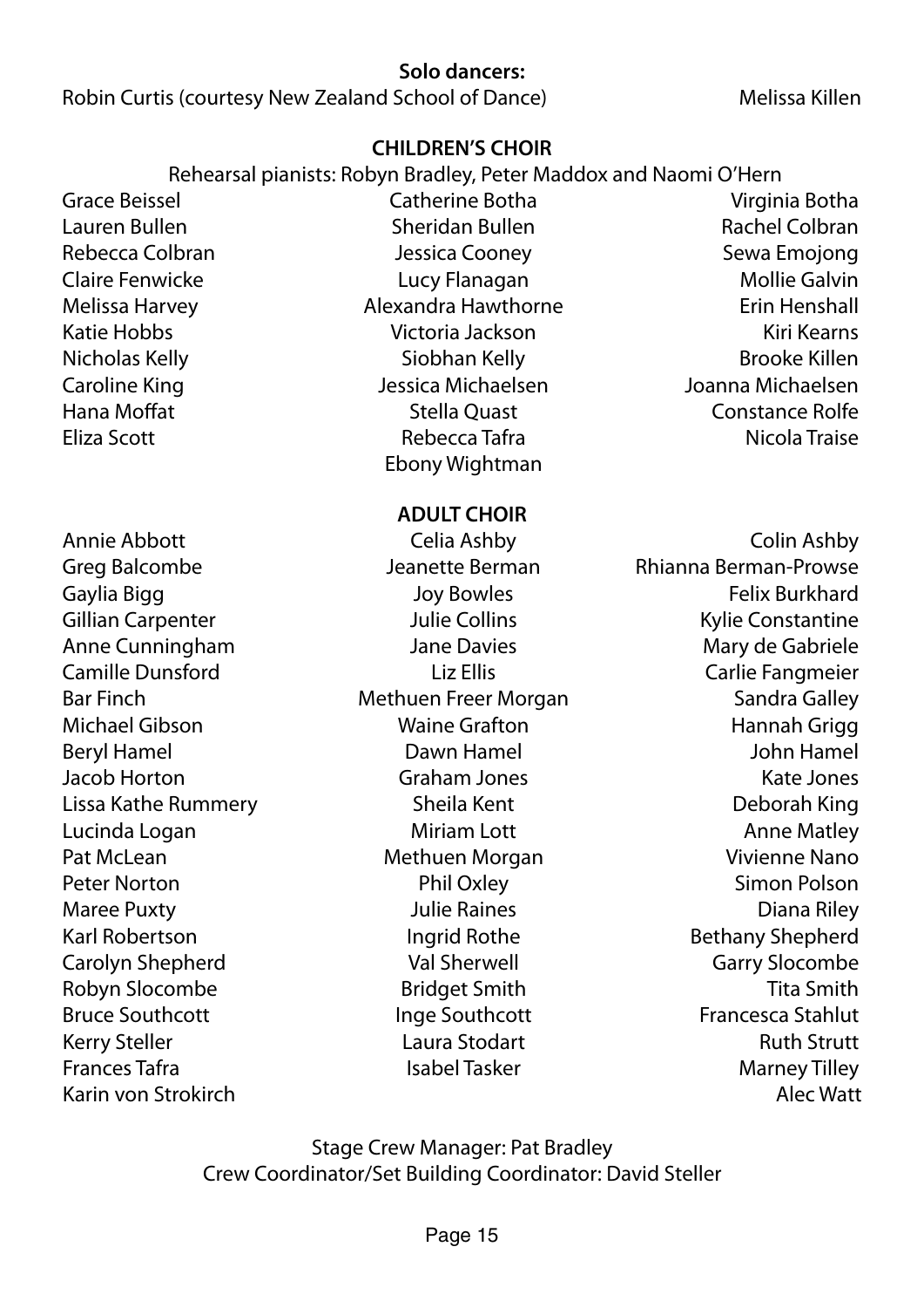**Solo dancers:**

Robin Curtis (courtesy New Zealand School of Dance)
Melissa Killen

## CHILDREN'S CHOIR

Rehearsal pianists: Robyn Bradley, Peter Maddox and Naomi O'Hern

Grace Beissel
Catherine Botha
Virginia Botha
Lauren Bullen
Sheridan Bullen
Rachel Colbran
Rebecca Colbran
Jessica Cooney
Sewa Emojong
Claire Fenwicke
Lucy Flanagan
Mollie Galvin
Melissa Harvey
Alexandra Hawthorne
Erin Henshall
Katie Hobbs
Victoria Jackson
Kiri Kearns
Nicholas Kelly
Siobhan Kelly
Brooke Killen
Caroline King
Jessica Michaelsen
Joanna Michaelsen
Hana Moffat
Stella Quast
Constance Rolfe
Eliza Scott
Rebecca Tafra
Nicola Traise
Ebony Wightman

## ADULT CHOIR

Annie Abbott
Celia Ashby
Colin Ashby
Greg Balcombe
Jeanette Berman
Rhianna Berman-Prowse
Gaylia Bigg
Joy Bowles
Felix Burkhard
Gillian Carpenter
Julie Collins
Kylie Constantine
Anne Cunningham
Jane Davies
Mary de Gabriele
Camille Dunsford
Liz Ellis
Carlie Fangmeier
Bar Finch
Methuen Freer Morgan
Sandra Galley
Michael Gibson
Waine Grafton
Hannah Grigg
Beryl Hamel
Dawn Hamel
John Hamel
Jacob Horton
Graham Jones
Kate Jones
Lissa Kathe Rummery
Sheila Kent
Deborah King
Lucinda Logan
Miriam Lott
Anne Matley
Pat McLean
Methuen Morgan
Vivienne Nano
Peter Norton
Phil Oxley
Simon Polson
Maree Puxty
Julie Raines
Diana Riley
Karl Robertson
Ingrid Rothe
Bethany Shepherd
Carolyn Shepherd
Val Sherwell
Garry Slocombe
Robyn Slocombe
Bridget Smith
Tita Smith
Bruce Southcott
Inge Southcott
Francesca Stahlut
Kerry Steller
Laura Stodart
Ruth Strutt
Frances Tafra
Isabel Tasker
Marney Tilley
Karin von Strokirch
Alec Watt

Stage Crew Manager: Pat Bradley
Crew Coordinator/Set Building Coordinator: David Steller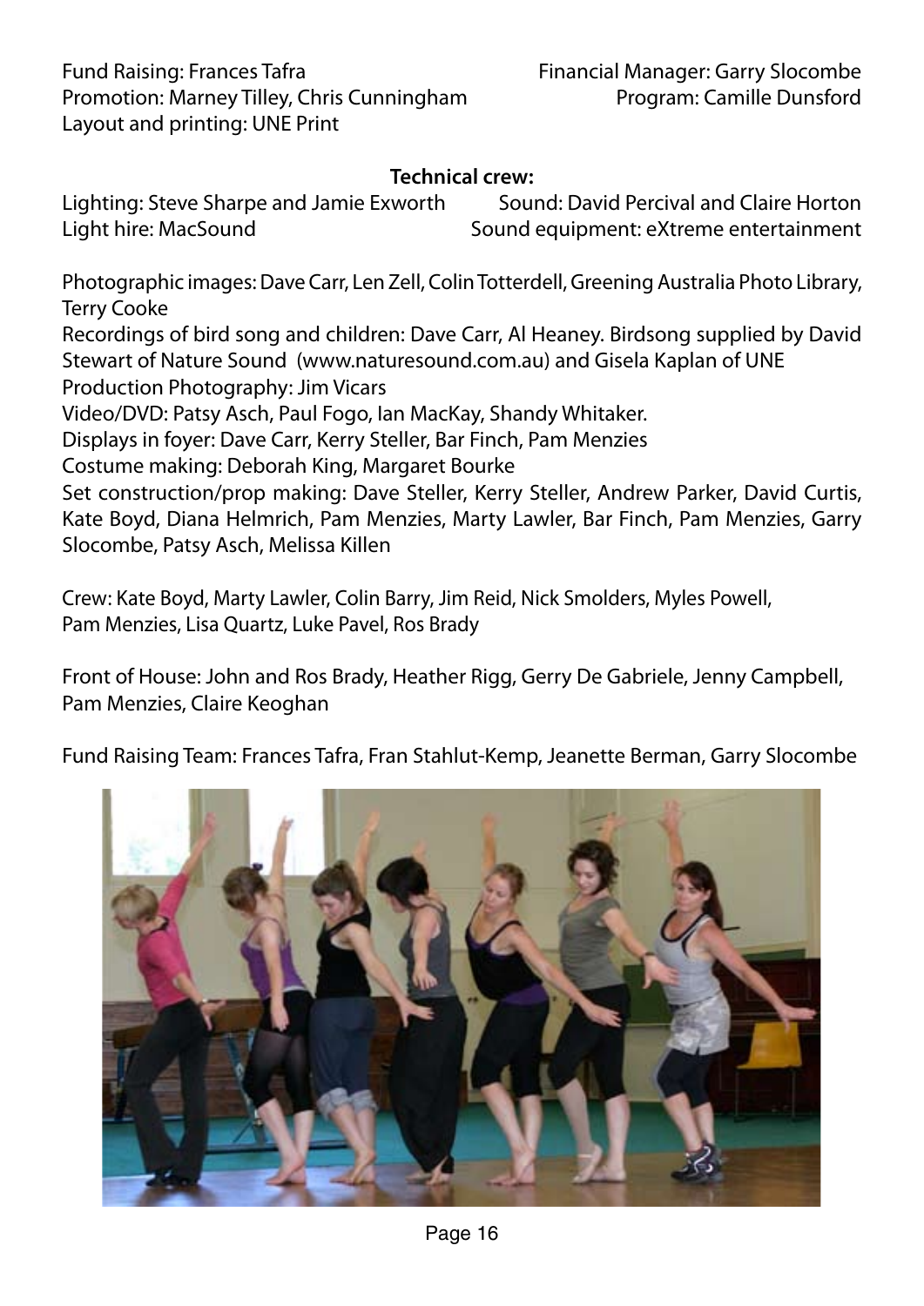Fund Raising: Frances Tafra
Promotion: Marney Tilley, Chris Cunningham
Layout and printing: UNE Print

Financial Manager: Garry Slocombe
Program: Camille Dunsford

**Technical crew:**

Lighting: Steve Sharpe and Jamie Exworth
Light hire: MacSound

Sound: David Percival and Claire Horton
Sound equipment: eXtreme entertainment

Photographic images: Dave Carr, Len Zell, Colin Totterdell, Greening Australia Photo Library, Terry Cooke
Recordings of bird song and children: Dave Carr, Al Heaney. Birdsong supplied by David Stewart of Nature Sound (www.naturesound.com.au) and Gisela Kaplan of UNE
Production Photography: Jim Vicars
Video/DVD: Patsy Asch, Paul Fogo, Ian MacKay, Shandy Whitaker.
Displays in foyer: Dave Carr, Kerry Steller, Bar Finch, Pam Menzies
Costume making: Deborah King, Margaret Bourke
Set construction/prop making: Dave Steller, Kerry Steller, Andrew Parker, David Curtis, Kate Boyd, Diana Helmrich, Pam Menzies, Marty Lawler, Bar Finch, Pam Menzies, Garry Slocombe, Patsy Asch, Melissa Killen

Crew: Kate Boyd, Marty Lawler, Colin Barry, Jim Reid, Nick Smolders, Myles Powell, Pam Menzies, Lisa Quartz, Luke Pavel, Ros Brady

Front of House: John and Ros Brady, Heather Rigg, Gerry De Gabriele, Jenny Campbell, Pam Menzies, Claire Keoghan

Fund Raising Team: Frances Tafra, Fran Stahlut-Kemp, Jeanette Berman, Garry Slocombe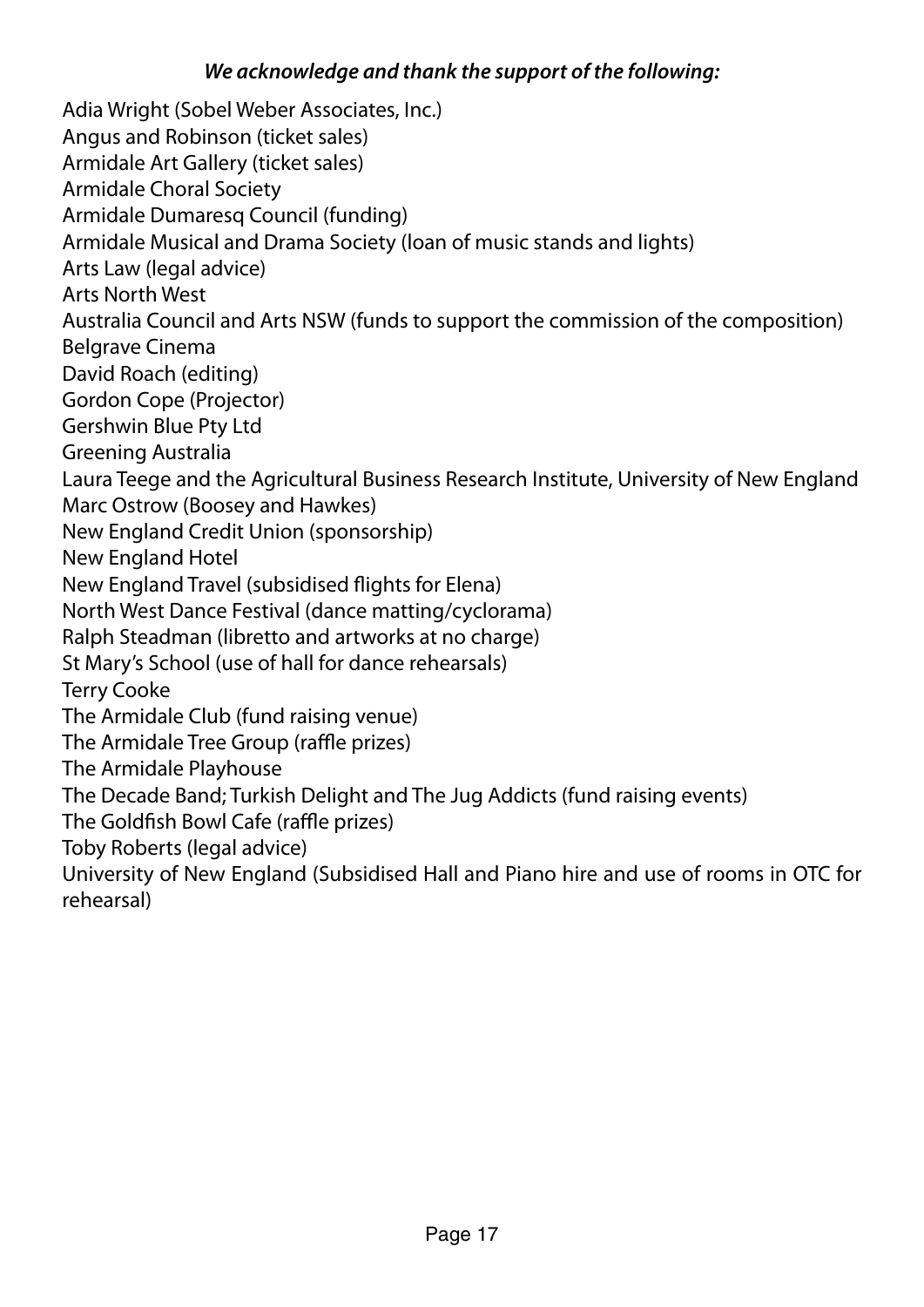***We acknowledge and thank the support of the following:***

Adia Wright (Sobel Weber Associates, Inc.)  
Angus and Robinson (ticket sales)  
Armidale Art Gallery (ticket sales)  
Armidale Choral Society  
Armidale Dumaresq Council (funding)  
Armidale Musical and Drama Society (loan of music stands and lights)  
Arts Law (legal advice)  
Arts North West  
Australia Council and Arts NSW (funds to support the commission of the composition)  
Belgrave Cinema  
David Roach (editing)  
Gordon Cope (Projector)  
Gershwin Blue Pty Ltd  
Greening Australia  
Laura Teege and the Agricultural Business Research Institute, University of New England  
Marc Ostrow (Boosey and Hawkes)  
New England Credit Union (sponsorship)  
New England Hotel  
New England Travel (subsidised flights for Elena)  
North West Dance Festival (dance matting/cyclorama)  
Ralph Steadman (libretto and artworks at no charge)  
St Mary's School (use of hall for dance rehearsals)  
Terry Cooke  
The Armidale Club (fund raising venue)  
The Armidale Tree Group (raffle prizes)  
The Armidale Playhouse  
The Decade Band; Turkish Delight and The Jug Addicts (fund raising events)  
The Goldfish Bowl Cafe (raffle prizes)  
Toby Roberts (legal advice)  
University of New England (Subsidised Hall and Piano hire and use of rooms in OTC for rehearsal)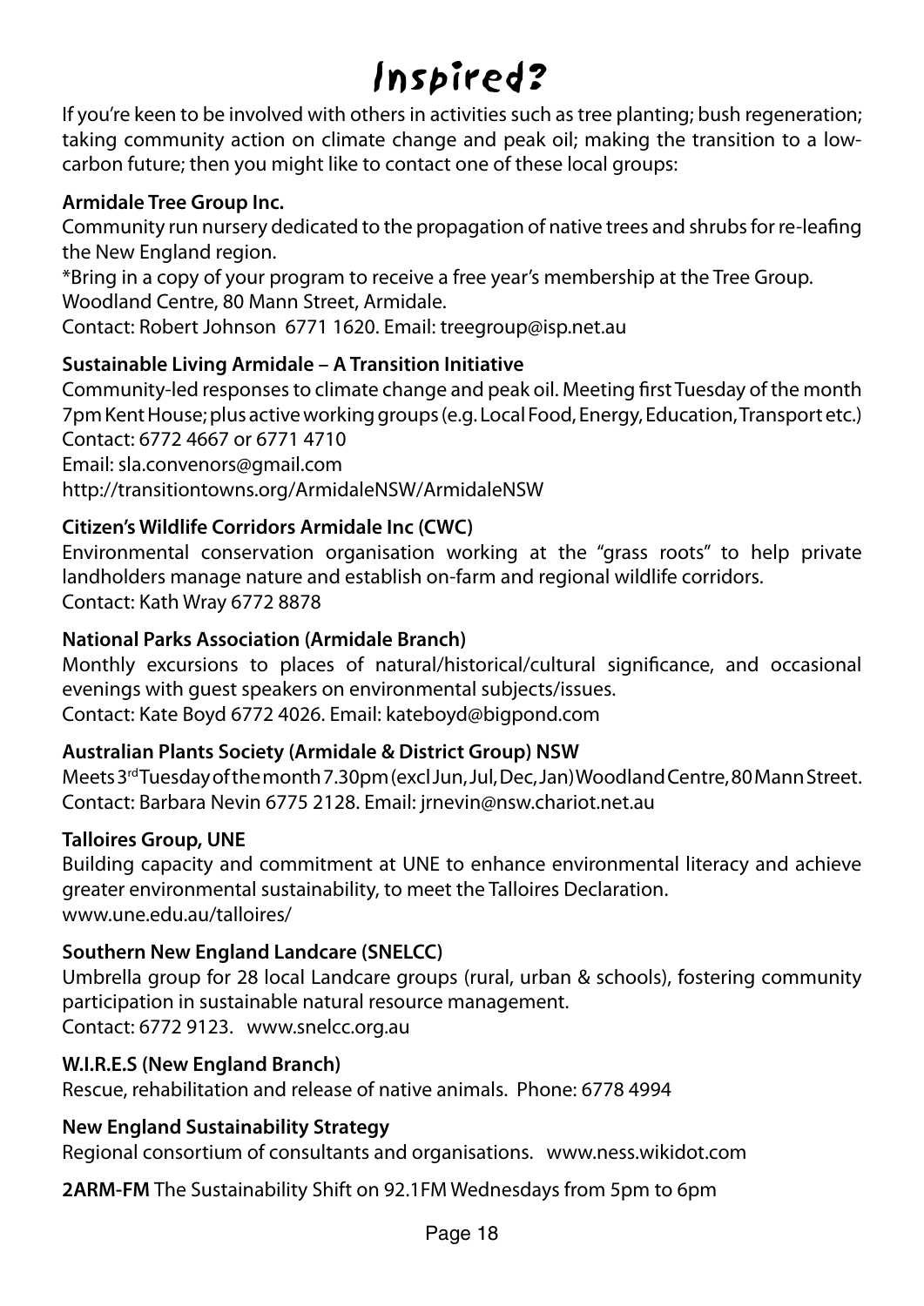# Inspired?

If you're keen to be involved with others in activities such as tree planting; bush regeneration; taking community action on climate change and peak oil; making the transition to a low-carbon future; then you might like to contact one of these local groups:

**Armidale Tree Group Inc.**
Community run nursery dedicated to the propagation of native trees and shrubs for re-leafing the New England region.
*Bring in a copy of your program to receive a free year's membership at the Tree Group.
Woodland Centre, 80 Mann Street, Armidale.
Contact: Robert Johnson 6771 1620. Email: treegroup@isp.net.au

**Sustainable Living Armidale – A Transition Initiative**
Community-led responses to climate change and peak oil. Meeting first Tuesday of the month 7pm Kent House; plus active working groups (e.g. Local Food, Energy, Education, Transport etc.)
Contact: 6772 4667 or 6771 4710
Email: sla.convenors@gmail.com
http://transitiontowns.org/ArmidaleNSW/ArmidaleNSW

**Citizen's Wildlife Corridors Armidale Inc (CWC)**
Environmental conservation organisation working at the "grass roots" to help private landholders manage nature and establish on-farm and regional wildlife corridors.
Contact: Kath Wray 6772 8878

**National Parks Association (Armidale Branch)**
Monthly excursions to places of natural/historical/cultural significance, and occasional evenings with guest speakers on environmental subjects/issues.
Contact: Kate Boyd 6772 4026. Email: kateboyd@bigpond.com

**Australian Plants Society (Armidale & District Group) NSW**
Meets 3rd Tuesday of the month 7.30pm (excl Jun, Jul, Dec, Jan) Woodland Centre, 80 Mann Street.
Contact: Barbara Nevin 6775 2128. Email: jrnevin@nsw.chariot.net.au

**Talloires Group, UNE**
Building capacity and commitment at UNE to enhance environmental literacy and achieve greater environmental sustainability, to meet the Talloires Declaration.
www.une.edu.au/talloires/

**Southern New England Landcare (SNELCC)**
Umbrella group for 28 local Landcare groups (rural, urban & schools), fostering community participation in sustainable natural resource management.
Contact: 6772 9123. www.snelcc.org.au

**W.I.R.E.S (New England Branch)**
Rescue, rehabilitation and release of native animals. Phone: 6778 4994

**New England Sustainability Strategy**
Regional consortium of consultants and organisations. www.ness.wikidot.com

**2ARM-FM** The Sustainability Shift on 92.1FM Wednesdays from 5pm to 6pm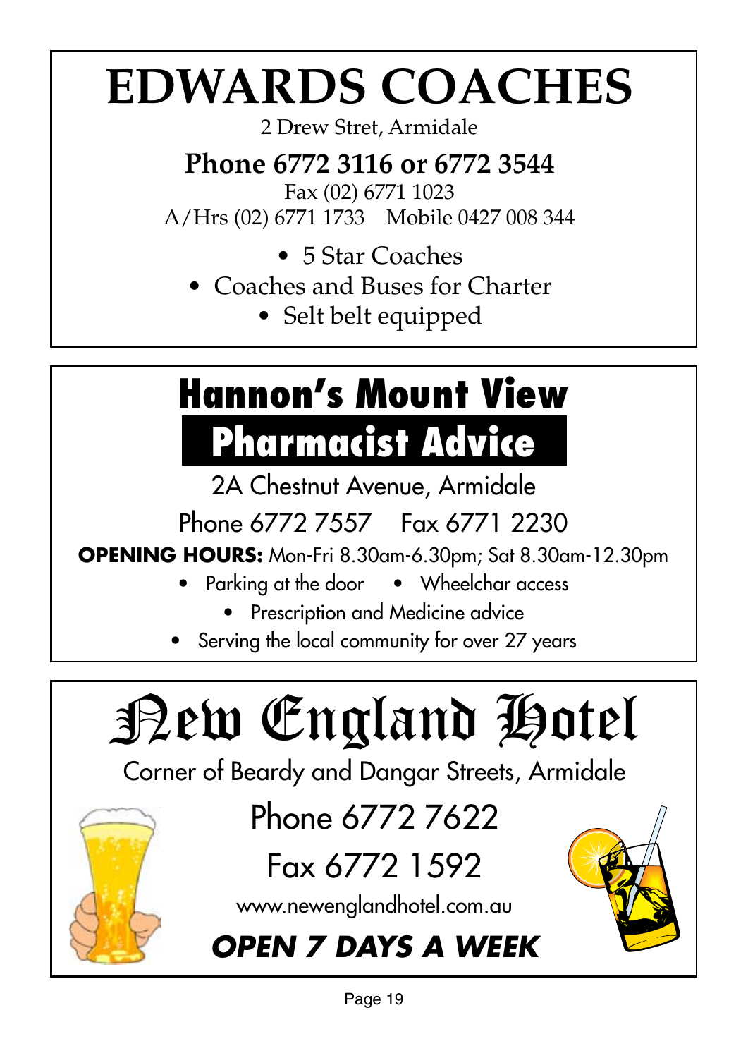# EDWARDS COACHES

2 Drew Stret, Armidale

**Phone 6772 3116 or 6772 3544**

Fax (02) 6771 1023

A/Hrs (02) 6771 1733 Mobile 0427 008 344

- 5 Star Coaches
- Coaches and Buses for Charter
- Selt belt equipped

# Hannon's Mount View

## Pharmacist Advice

2A Chestnut Avenue, Armidale

Phone 6772 7557 Fax 6771 2230

**OPENING HOURS:** Mon-Fri 8.30am-6.30pm; Sat 8.30am-12.30pm

- Parking at the door
- Wheelchar access
- Prescription and Medicine advice
- Serving the local community for over 27 years

# New England Hotel

Corner of Beardy and Dangar Streets, Armidale

Phone 6772 7622

Fax 6772 1592

www.newenglandhotel.com.au

***OPEN 7 DAYS A WEEK***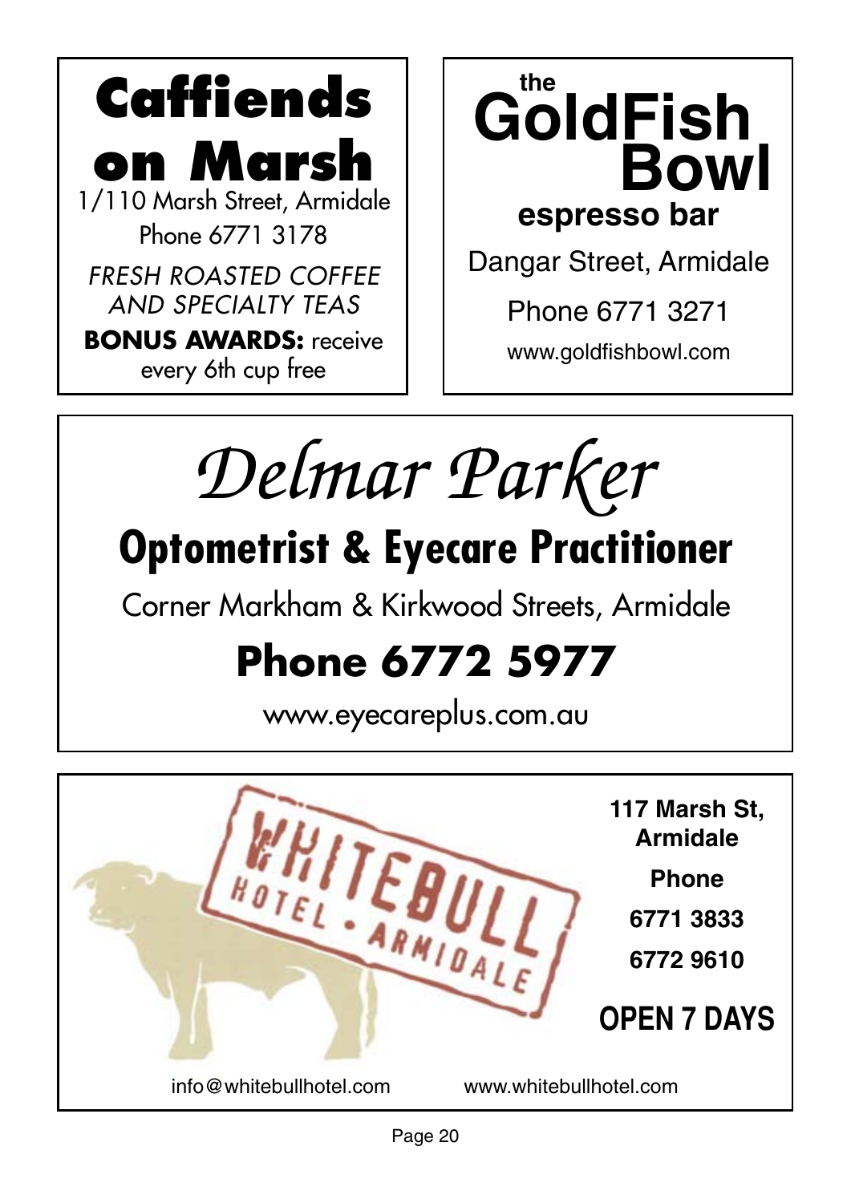## Caffiends on Marsh

1/110 Marsh Street, Armidale

Phone 6771 3178

*FRESH ROASTED COFFEE AND SPECIALTY TEAS*

**BONUS AWARDS:** receive every 6th cup free

## the GoldFish Bowl

**espresso bar**

Dangar Street, Armidale

Phone 6771 3271

www.goldfishbowl.com

## *Delmar Parker*

### Optometrist & Eyecare Practitioner

Corner Markham & Kirkwood Streets, Armidale

**Phone 6772 5977**

www.eyecareplus.com.au

## WHITEBULL HOTEL · ARMIDALE

**117 Marsh St, Armidale**

**Phone**

**6771 3833**

**6772 9610**

**OPEN 7 DAYS**

info@whitebullhotel.com www.whitebullhotel.com